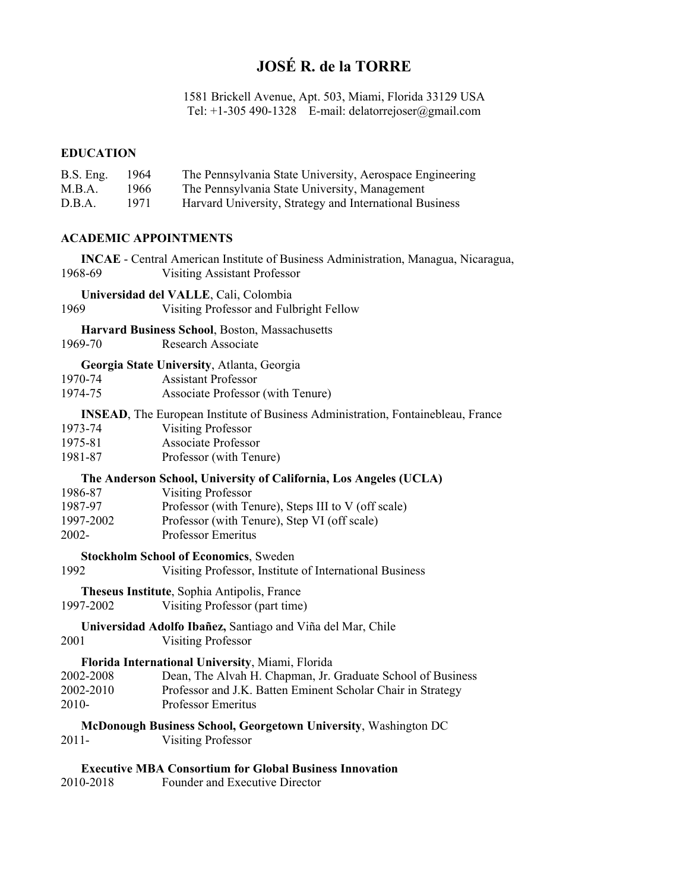# JOSÉ R. de la TORRE

1581 Brickell Avenue, Apt. 503, Miami, Florida 33129 USA
Tel: +1-305 490-1328 E-mail: delatorrejoser@gmail.com

## EDUCATION

| | | |
|---|---|---|
| B.S. Eng. | 1964 | The Pennsylvania State University, Aerospace Engineering |
| M.B.A. | 1966 | The Pennsylvania State University, Management |
| D.B.A. | 1971 | Harvard University, Strategy and International Business |

## ACADEMIC APPOINTMENTS

**INCAE** - Central American Institute of Business Administration, Managua, Nicaragua,
1968-69 Visiting Assistant Professor

**Universidad del VALLE**, Cali, Colombia
1969 Visiting Professor and Fulbright Fellow

**Harvard Business School**, Boston, Massachusetts
1969-70 Research Associate

**Georgia State University**, Atlanta, Georgia
1970-74 Assistant Professor
1974-75 Associate Professor (with Tenure)

**INSEAD**, The European Institute of Business Administration, Fontainebleau, France
1973-74 Visiting Professor
1975-81 Associate Professor
1981-87 Professor (with Tenure)

**The Anderson School, University of California, Los Angeles (UCLA)**
1986-87 Visiting Professor
1987-97 Professor (with Tenure), Steps III to V (off scale)
1997-2002 Professor (with Tenure), Step VI (off scale)
2002- Professor Emeritus

**Stockholm School of Economics**, Sweden
1992 Visiting Professor, Institute of International Business

**Theseus Institute**, Sophia Antipolis, France
1997-2002 Visiting Professor (part time)

**Universidad Adolfo Ibañez,** Santiago and Viña del Mar, Chile
2001 Visiting Professor

**Florida International University**, Miami, Florida
2002-2008 Dean, The Alvah H. Chapman, Jr. Graduate School of Business
2002-2010 Professor and J.K. Batten Eminent Scholar Chair in Strategy
2010- Professor Emeritus

**McDonough Business School, Georgetown University**, Washington DC
2011- Visiting Professor

**Executive MBA Consortium for Global Business Innovation**
2010-2018 Founder and Executive Director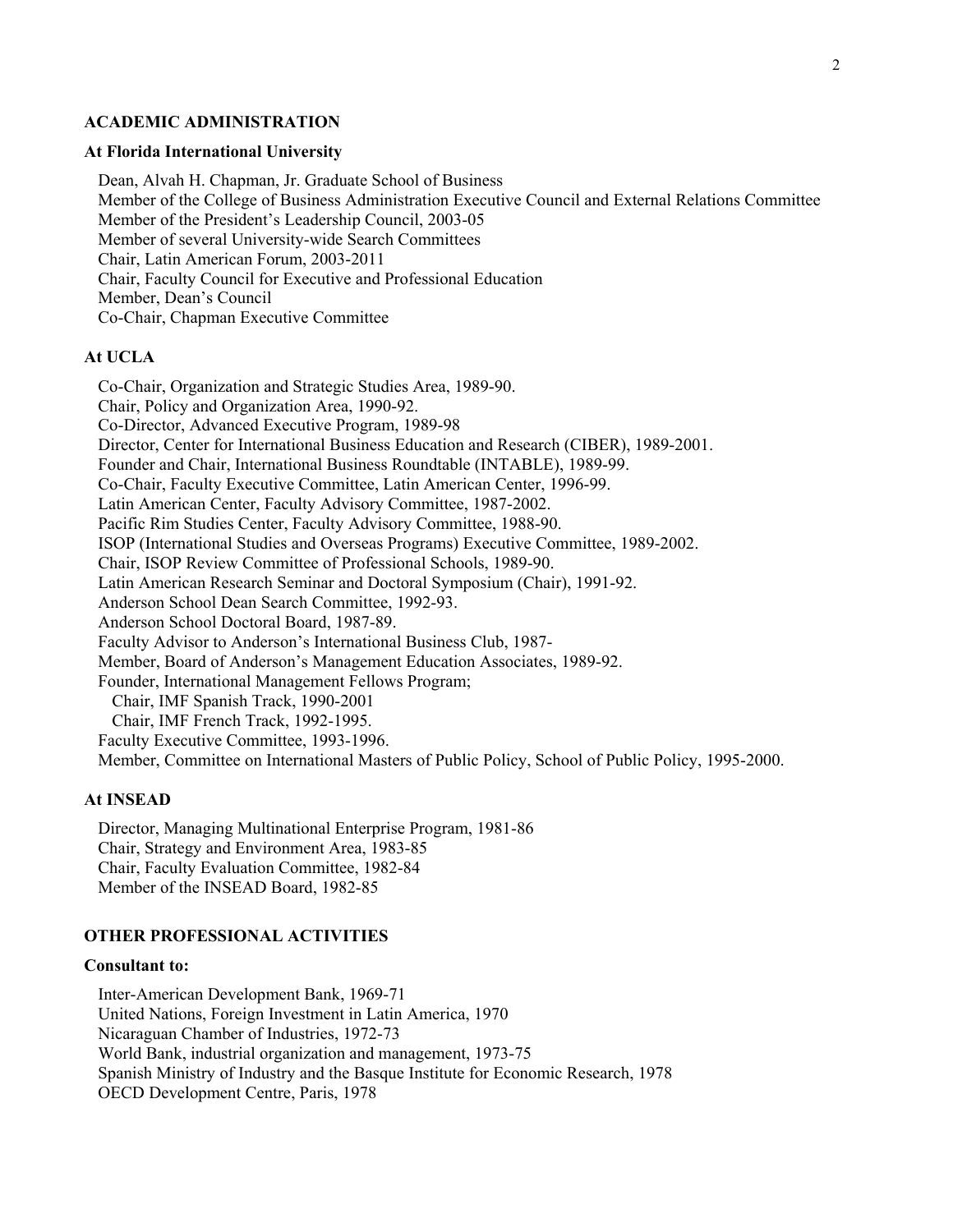## ACADEMIC ADMINISTRATION

### At Florida International University

Dean, Alvah H. Chapman, Jr. Graduate School of Business
Member of the College of Business Administration Executive Council and External Relations Committee
Member of the President's Leadership Council, 2003-05
Member of several University-wide Search Committees
Chair, Latin American Forum, 2003-2011
Chair, Faculty Council for Executive and Professional Education
Member, Dean's Council
Co-Chair, Chapman Executive Committee

### At UCLA

Co-Chair, Organization and Strategic Studies Area, 1989-90.
Chair, Policy and Organization Area, 1990-92.
Co-Director, Advanced Executive Program, 1989-98
Director, Center for International Business Education and Research (CIBER), 1989-2001.
Founder and Chair, International Business Roundtable (INTABLE), 1989-99.
Co-Chair, Faculty Executive Committee, Latin American Center, 1996-99.
Latin American Center, Faculty Advisory Committee, 1987-2002.
Pacific Rim Studies Center, Faculty Advisory Committee, 1988-90.
ISOP (International Studies and Overseas Programs) Executive Committee, 1989-2002.
Chair, ISOP Review Committee of Professional Schools, 1989-90.
Latin American Research Seminar and Doctoral Symposium (Chair), 1991-92.
Anderson School Dean Search Committee, 1992-93.
Anderson School Doctoral Board, 1987-89.
Faculty Advisor to Anderson's International Business Club, 1987-
Member, Board of Anderson's Management Education Associates, 1989-92.
Founder, International Management Fellows Program;
  Chair, IMF Spanish Track, 1990-2001
  Chair, IMF French Track, 1992-1995.
Faculty Executive Committee, 1993-1996.
Member, Committee on International Masters of Public Policy, School of Public Policy, 1995-2000.

### At INSEAD

Director, Managing Multinational Enterprise Program, 1981-86
Chair, Strategy and Environment Area, 1983-85
Chair, Faculty Evaluation Committee, 1982-84
Member of the INSEAD Board, 1982-85

## OTHER PROFESSIONAL ACTIVITIES

### Consultant to:

Inter-American Development Bank, 1969-71
United Nations, Foreign Investment in Latin America, 1970
Nicaraguan Chamber of Industries, 1972-73
World Bank, industrial organization and management, 1973-75
Spanish Ministry of Industry and the Basque Institute for Economic Research, 1978
OECD Development Centre, Paris, 1978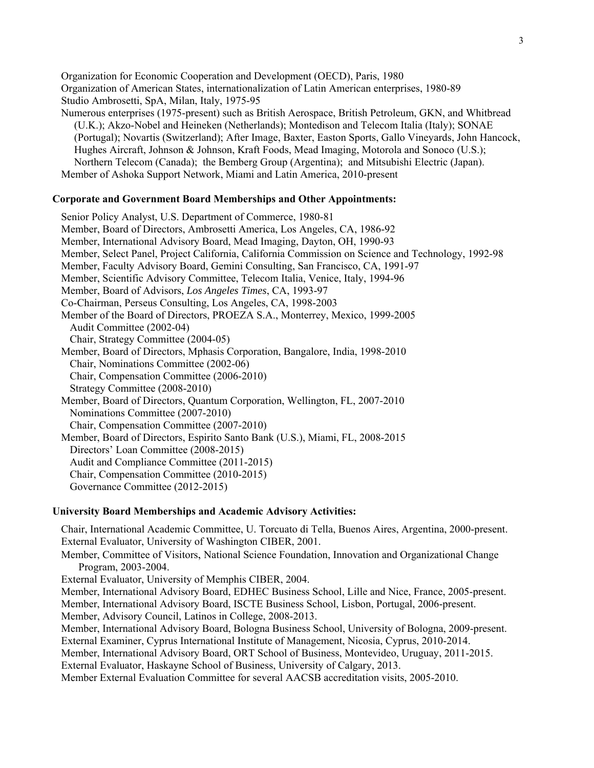Organization for Economic Cooperation and Development (OECD), Paris, 1980
Organization of American States, internationalization of Latin American enterprises, 1980-89
Studio Ambrosetti, SpA, Milan, Italy, 1975-95
Numerous enterprises (1975-present) such as British Aerospace, British Petroleum, GKN, and Whitbread (U.K.); Akzo-Nobel and Heineken (Netherlands); Montedison and Telecom Italia (Italy); SONAE (Portugal); Novartis (Switzerland); After Image, Baxter, Easton Sports, Gallo Vineyards, John Hancock, Hughes Aircraft, Johnson & Johnson, Kraft Foods, Mead Imaging, Motorola and Sonoco (U.S.); Northern Telecom (Canada); the Bemberg Group (Argentina); and Mitsubishi Electric (Japan).
Member of Ashoka Support Network, Miami and Latin America, 2010-present

**Corporate and Government Board Memberships and Other Appointments:**

Senior Policy Analyst, U.S. Department of Commerce, 1980-81
Member, Board of Directors, Ambrosetti America, Los Angeles, CA, 1986-92
Member, International Advisory Board, Mead Imaging, Dayton, OH, 1990-93
Member, Select Panel, Project California, California Commission on Science and Technology, 1992-98
Member, Faculty Advisory Board, Gemini Consulting, San Francisco, CA, 1991-97
Member, Scientific Advisory Committee, Telecom Italia, Venice, Italy, 1994-96
Member, Board of Advisors, *Los Angeles Times*, CA, 1993-97
Co-Chairman, Perseus Consulting, Los Angeles, CA, 1998-2003
Member of the Board of Directors, PROEZA S.A., Monterrey, Mexico, 1999-2005
  Audit Committee (2002-04)
  Chair, Strategy Committee (2004-05)
Member, Board of Directors, Mphasis Corporation, Bangalore, India, 1998-2010
  Chair, Nominations Committee (2002-06)
  Chair, Compensation Committee (2006-2010)
  Strategy Committee (2008-2010)
Member, Board of Directors, Quantum Corporation, Wellington, FL, 2007-2010
  Nominations Committee (2007-2010)
  Chair, Compensation Committee (2007-2010)
Member, Board of Directors, Espirito Santo Bank (U.S.), Miami, FL, 2008-2015
  Directors' Loan Committee (2008-2015)
  Audit and Compliance Committee (2011-2015)
  Chair, Compensation Committee (2010-2015)
  Governance Committee (2012-2015)

**University Board Memberships and Academic Advisory Activities:**

Chair, International Academic Committee, U. Torcuato di Tella, Buenos Aires, Argentina, 2000-present.
External Evaluator, University of Washington CIBER, 2001.
Member, Committee of Visitors, National Science Foundation, Innovation and Organizational Change Program, 2003-2004.
External Evaluator, University of Memphis CIBER, 2004.
Member, International Advisory Board, EDHEC Business School, Lille and Nice, France, 2005-present.
Member, International Advisory Board, ISCTE Business School, Lisbon, Portugal, 2006-present.
Member, Advisory Council, Latinos in College, 2008-2013.
Member, International Advisory Board, Bologna Business School, University of Bologna, 2009-present.
External Examiner, Cyprus International Institute of Management, Nicosia, Cyprus, 2010-2014.
Member, International Advisory Board, ORT School of Business, Montevideo, Uruguay, 2011-2015.
External Evaluator, Haskayne School of Business, University of Calgary, 2013.
Member External Evaluation Committee for several AACSB accreditation visits, 2005-2010.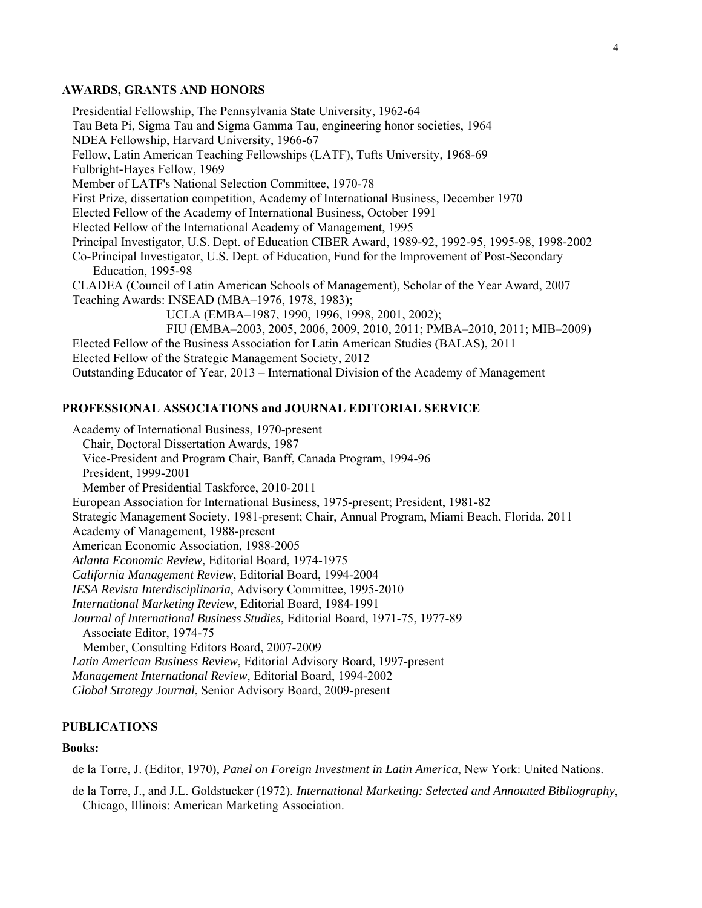## AWARDS, GRANTS AND HONORS

Presidential Fellowship, The Pennsylvania State University, 1962-64
Tau Beta Pi, Sigma Tau and Sigma Gamma Tau, engineering honor societies, 1964
NDEA Fellowship, Harvard University, 1966-67
Fellow, Latin American Teaching Fellowships (LATF), Tufts University, 1968-69
Fulbright-Hayes Fellow, 1969
Member of LATF's National Selection Committee, 1970-78
First Prize, dissertation competition, Academy of International Business, December 1970
Elected Fellow of the Academy of International Business, October 1991
Elected Fellow of the International Academy of Management, 1995
Principal Investigator, U.S. Dept. of Education CIBER Award, 1989-92, 1992-95, 1995-98, 1998-2002
Co-Principal Investigator, U.S. Dept. of Education, Fund for the Improvement of Post-Secondary Education, 1995-98
CLADEA (Council of Latin American Schools of Management), Scholar of the Year Award, 2007
Teaching Awards: INSEAD (MBA–1976, 1978, 1983);
UCLA (EMBA–1987, 1990, 1996, 1998, 2001, 2002);
FIU (EMBA–2003, 2005, 2006, 2009, 2010, 2011; PMBA–2010, 2011; MIB–2009)
Elected Fellow of the Business Association for Latin American Studies (BALAS), 2011
Elected Fellow of the Strategic Management Society, 2012
Outstanding Educator of Year, 2013 – International Division of the Academy of Management

## PROFESSIONAL ASSOCIATIONS and JOURNAL EDITORIAL SERVICE

Academy of International Business, 1970-present
Chair, Doctoral Dissertation Awards, 1987
Vice-President and Program Chair, Banff, Canada Program, 1994-96
President, 1999-2001
Member of Presidential Taskforce, 2010-2011
European Association for International Business, 1975-present; President, 1981-82
Strategic Management Society, 1981-present; Chair, Annual Program, Miami Beach, Florida, 2011
Academy of Management, 1988-present
American Economic Association, 1988-2005
*Atlanta Economic Review*, Editorial Board, 1974-1975
*California Management Review*, Editorial Board, 1994-2004
*IESA Revista Interdisciplinaria*, Advisory Committee, 1995-2010
*International Marketing Review*, Editorial Board, 1984-1991
*Journal of International Business Studies*, Editorial Board, 1971-75, 1977-89
Associate Editor, 1974-75
Member, Consulting Editors Board, 2007-2009
*Latin American Business Review*, Editorial Advisory Board, 1997-present
*Management International Review*, Editorial Board, 1994-2002
*Global Strategy Journal*, Senior Advisory Board, 2009-present

## PUBLICATIONS

### Books:

de la Torre, J. (Editor, 1970), *Panel on Foreign Investment in Latin America*, New York: United Nations.

de la Torre, J., and J.L. Goldstucker (1972). *International Marketing: Selected and Annotated Bibliography*, Chicago, Illinois: American Marketing Association.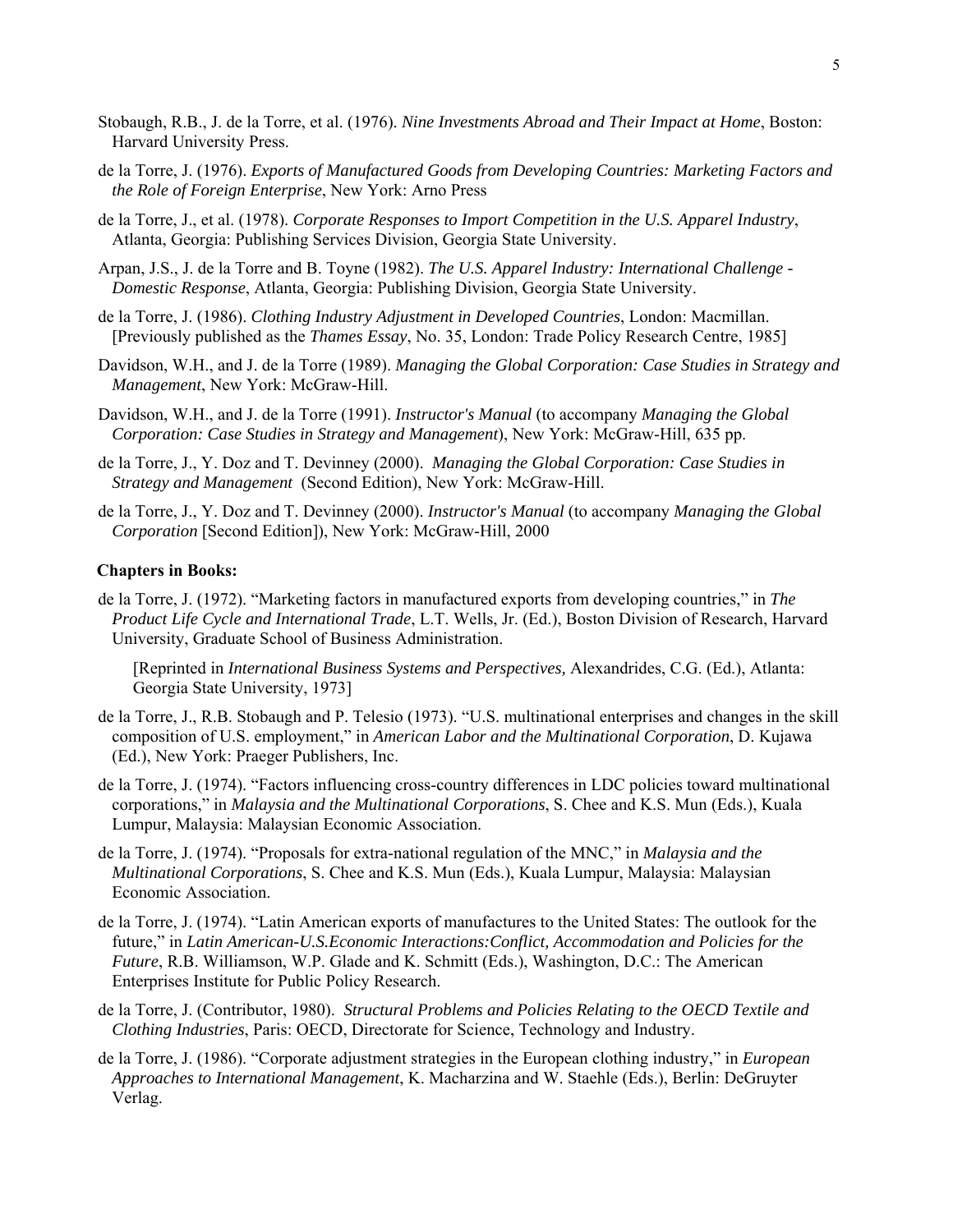Stobaugh, R.B., J. de la Torre, et al. (1976). *Nine Investments Abroad and Their Impact at Home*, Boston: Harvard University Press.

de la Torre, J. (1976). *Exports of Manufactured Goods from Developing Countries: Marketing Factors and the Role of Foreign Enterprise*, New York: Arno Press

de la Torre, J., et al. (1978). *Corporate Responses to Import Competition in the U.S. Apparel Industry*, Atlanta, Georgia: Publishing Services Division, Georgia State University.

Arpan, J.S., J. de la Torre and B. Toyne (1982). *The U.S. Apparel Industry: International Challenge - Domestic Response*, Atlanta, Georgia: Publishing Division, Georgia State University.

de la Torre, J. (1986). *Clothing Industry Adjustment in Developed Countries*, London: Macmillan. [Previously published as the *Thames Essay*, No. 35, London: Trade Policy Research Centre, 1985]

Davidson, W.H., and J. de la Torre (1989). *Managing the Global Corporation: Case Studies in Strategy and Management*, New York: McGraw-Hill.

Davidson, W.H., and J. de la Torre (1991). *Instructor's Manual* (to accompany *Managing the Global Corporation: Case Studies in Strategy and Management*), New York: McGraw-Hill, 635 pp.

de la Torre, J., Y. Doz and T. Devinney (2000). *Managing the Global Corporation: Case Studies in Strategy and Management* (Second Edition), New York: McGraw-Hill.

de la Torre, J., Y. Doz and T. Devinney (2000). *Instructor's Manual* (to accompany *Managing the Global Corporation* [Second Edition]), New York: McGraw-Hill, 2000

**Chapters in Books:**

de la Torre, J. (1972). "Marketing factors in manufactured exports from developing countries," in *The Product Life Cycle and International Trade*, L.T. Wells, Jr. (Ed.), Boston Division of Research, Harvard University, Graduate School of Business Administration.

[Reprinted in *International Business Systems and Perspectives,* Alexandrides, C.G. (Ed.), Atlanta: Georgia State University, 1973]

de la Torre, J., R.B. Stobaugh and P. Telesio (1973). "U.S. multinational enterprises and changes in the skill composition of U.S. employment," in *American Labor and the Multinational Corporation*, D. Kujawa (Ed.), New York: Praeger Publishers, Inc.

de la Torre, J. (1974). "Factors influencing cross-country differences in LDC policies toward multinational corporations," in *Malaysia and the Multinational Corporations*, S. Chee and K.S. Mun (Eds.), Kuala Lumpur, Malaysia: Malaysian Economic Association.

de la Torre, J. (1974). "Proposals for extra-national regulation of the MNC," in *Malaysia and the Multinational Corporations*, S. Chee and K.S. Mun (Eds.), Kuala Lumpur, Malaysia: Malaysian Economic Association.

de la Torre, J. (1974). "Latin American exports of manufactures to the United States: The outlook for the future," in *Latin American-U.S.Economic Interactions:Conflict, Accommodation and Policies for the Future*, R.B. Williamson, W.P. Glade and K. Schmitt (Eds.), Washington, D.C.: The American Enterprises Institute for Public Policy Research.

de la Torre, J. (Contributor, 1980). *Structural Problems and Policies Relating to the OECD Textile and Clothing Industries*, Paris: OECD, Directorate for Science, Technology and Industry.

de la Torre, J. (1986). "Corporate adjustment strategies in the European clothing industry," in *European Approaches to International Management*, K. Macharzina and W. Staehle (Eds.), Berlin: DeGruyter Verlag.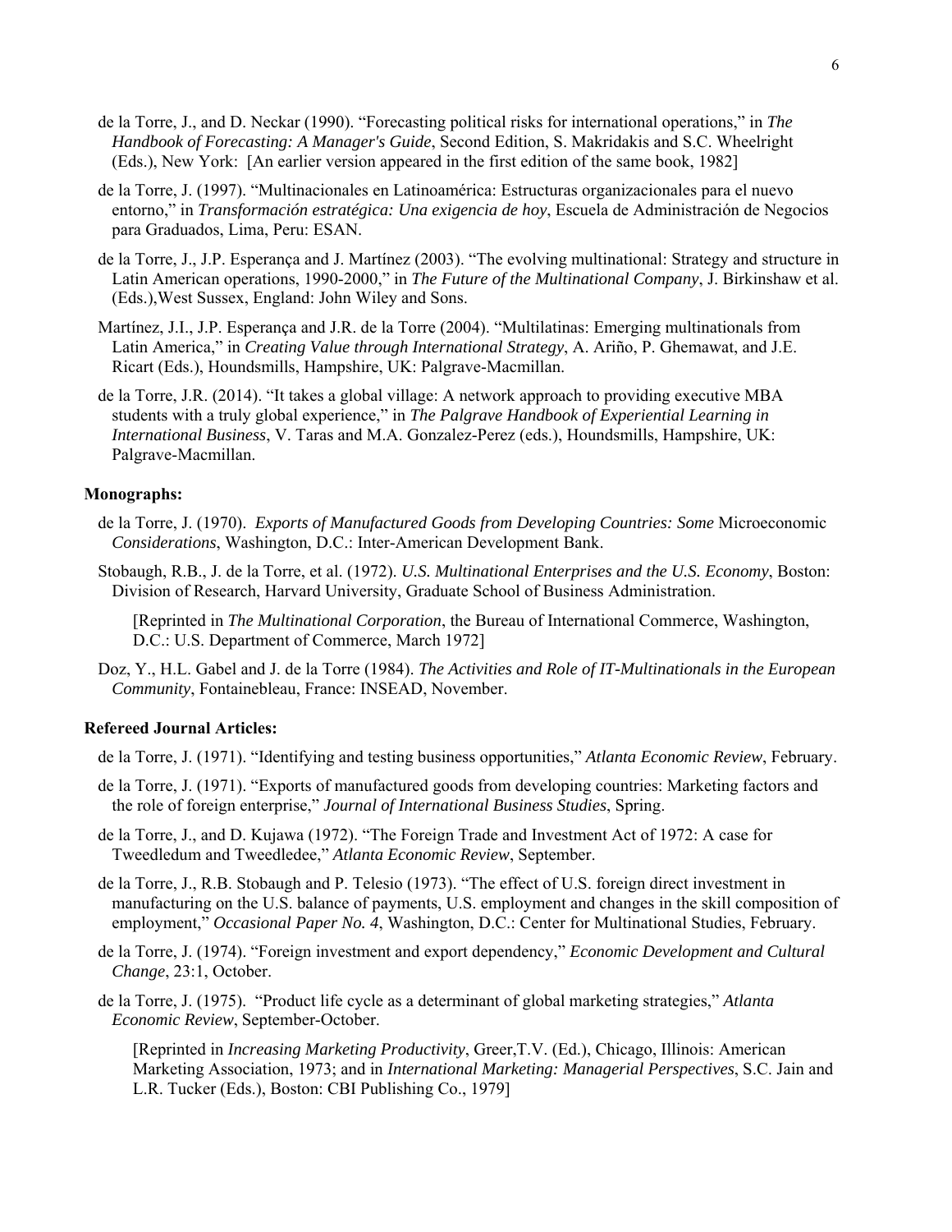de la Torre, J., and D. Neckar (1990). "Forecasting political risks for international operations," in *The Handbook of Forecasting: A Manager's Guide*, Second Edition, S. Makridakis and S.C. Wheelright (Eds.), New York: [An earlier version appeared in the first edition of the same book, 1982]

de la Torre, J. (1997). "Multinacionales en Latinoamérica: Estructuras organizacionales para el nuevo entorno," in *Transformación estratégica: Una exigencia de hoy*, Escuela de Administración de Negocios para Graduados, Lima, Peru: ESAN.

de la Torre, J., J.P. Esperança and J. Martínez (2003). "The evolving multinational: Strategy and structure in Latin American operations, 1990-2000," in *The Future of the Multinational Company*, J. Birkinshaw et al. (Eds.),West Sussex, England: John Wiley and Sons.

Martínez, J.I., J.P. Esperança and J.R. de la Torre (2004). "Multilatinas: Emerging multinationals from Latin America," in *Creating Value through International Strategy*, A. Ariño, P. Ghemawat, and J.E. Ricart (Eds.), Houndsmills, Hampshire, UK: Palgrave-Macmillan.

de la Torre, J.R. (2014). "It takes a global village: A network approach to providing executive MBA students with a truly global experience," in *The Palgrave Handbook of Experiential Learning in International Business*, V. Taras and M.A. Gonzalez-Perez (eds.), Houndsmills, Hampshire, UK: Palgrave-Macmillan.

**Monographs:**

de la Torre, J. (1970). *Exports of Manufactured Goods from Developing Countries: Some* Microeconomic *Considerations*, Washington, D.C.: Inter-American Development Bank.

Stobaugh, R.B., J. de la Torre, et al. (1972). *U.S. Multinational Enterprises and the U.S. Economy*, Boston: Division of Research, Harvard University, Graduate School of Business Administration.

[Reprinted in *The Multinational Corporation*, the Bureau of International Commerce, Washington, D.C.: U.S. Department of Commerce, March 1972]

Doz, Y., H.L. Gabel and J. de la Torre (1984). *The Activities and Role of IT-Multinationals in the European Community*, Fontainebleau, France: INSEAD, November.

**Refereed Journal Articles:**

de la Torre, J. (1971). "Identifying and testing business opportunities," *Atlanta Economic Review*, February.

de la Torre, J. (1971). "Exports of manufactured goods from developing countries: Marketing factors and the role of foreign enterprise," *Journal of International Business Studies*, Spring.

de la Torre, J., and D. Kujawa (1972). "The Foreign Trade and Investment Act of 1972: A case for Tweedledum and Tweedledee," *Atlanta Economic Review*, September.

de la Torre, J., R.B. Stobaugh and P. Telesio (1973). "The effect of U.S. foreign direct investment in manufacturing on the U.S. balance of payments, U.S. employment and changes in the skill composition of employment," *Occasional Paper No. 4*, Washington, D.C.: Center for Multinational Studies, February.

de la Torre, J. (1974). "Foreign investment and export dependency," *Economic Development and Cultural Change*, 23:1, October.

de la Torre, J. (1975). "Product life cycle as a determinant of global marketing strategies," *Atlanta Economic Review*, September-October.

[Reprinted in *Increasing Marketing Productivity*, Greer,T.V. (Ed.), Chicago, Illinois: American Marketing Association, 1973; and in *International Marketing: Managerial Perspectives*, S.C. Jain and L.R. Tucker (Eds.), Boston: CBI Publishing Co., 1979]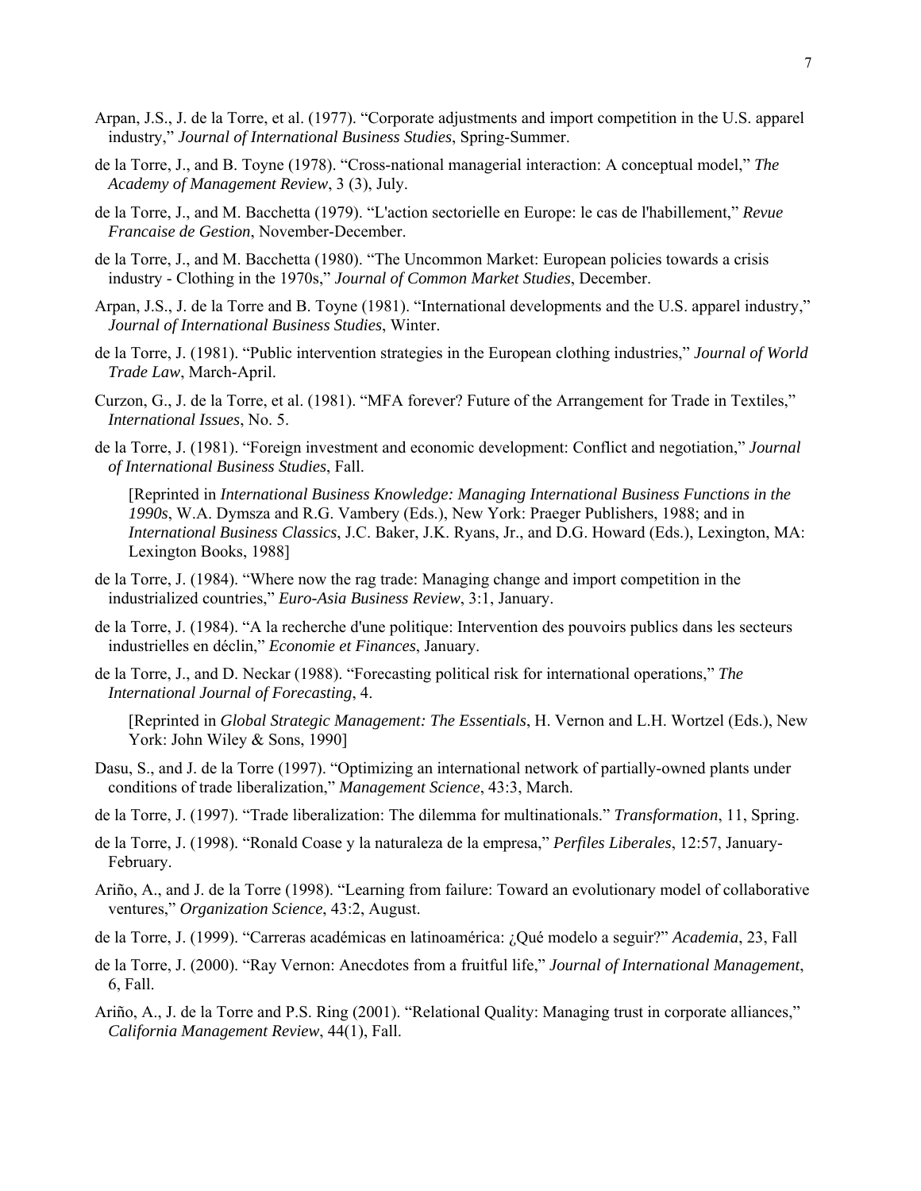Arpan, J.S., J. de la Torre, et al. (1977). “Corporate adjustments and import competition in the U.S. apparel industry,” *Journal of International Business Studies*, Spring-Summer.

de la Torre, J., and B. Toyne (1978). “Cross-national managerial interaction: A conceptual model,” *The Academy of Management Review*, 3 (3), July.

de la Torre, J., and M. Bacchetta (1979). “L'action sectorielle en Europe: le cas de l'habillement,” *Revue Francaise de Gestion*, November-December.

de la Torre, J., and M. Bacchetta (1980). “The Uncommon Market: European policies towards a crisis industry - Clothing in the 1970s,” *Journal of Common Market Studies*, December.

Arpan, J.S., J. de la Torre and B. Toyne (1981). “International developments and the U.S. apparel industry,” *Journal of International Business Studies*, Winter.

de la Torre, J. (1981). “Public intervention strategies in the European clothing industries,” *Journal of World Trade Law*, March-April.

Curzon, G., J. de la Torre, et al. (1981). “MFA forever? Future of the Arrangement for Trade in Textiles,” *International Issues*, No. 5.

de la Torre, J. (1981). “Foreign investment and economic development: Conflict and negotiation,” *Journal of International Business Studies*, Fall.

[Reprinted in *International Business Knowledge: Managing International Business Functions in the 1990s*, W.A. Dymsza and R.G. Vambery (Eds.), New York: Praeger Publishers, 1988; and in *International Business Classics*, J.C. Baker, J.K. Ryans, Jr., and D.G. Howard (Eds.), Lexington, MA: Lexington Books, 1988]

de la Torre, J. (1984). “Where now the rag trade: Managing change and import competition in the industrialized countries,” *Euro-Asia Business Review*, 3:1, January.

de la Torre, J. (1984). “A la recherche d'une politique: Intervention des pouvoirs publics dans les secteurs industrielles en déclin,” *Economie et Finances*, January.

de la Torre, J., and D. Neckar (1988). “Forecasting political risk for international operations,” *The International Journal of Forecasting*, 4.

[Reprinted in *Global Strategic Management: The Essentials*, H. Vernon and L.H. Wortzel (Eds.), New York: John Wiley & Sons, 1990]

Dasu, S., and J. de la Torre (1997). “Optimizing an international network of partially-owned plants under conditions of trade liberalization,” *Management Science*, 43:3, March.

de la Torre, J. (1997). “Trade liberalization: The dilemma for multinationals.” *Transformation*, 11, Spring.

de la Torre, J. (1998). “Ronald Coase y la naturaleza de la empresa,” *Perfiles Liberales*, 12:57, January-February.

Ariño, A., and J. de la Torre (1998). “Learning from failure: Toward an evolutionary model of collaborative ventures,” *Organization Science*, 43:2, August.

de la Torre, J. (1999). “Carreras académicas en latinoamérica: ¿Qué modelo a seguir?” *Academia*, 23, Fall

de la Torre, J. (2000). “Ray Vernon: Anecdotes from a fruitful life,” *Journal of International Management*, 6, Fall.

Ariño, A., J. de la Torre and P.S. Ring (2001). “Relational Quality: Managing trust in corporate alliances,” *California Management Review*, 44(1), Fall.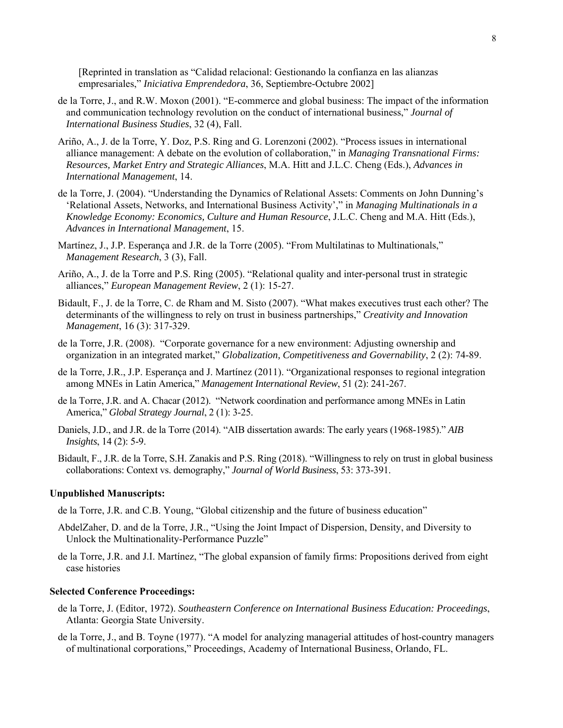[Reprinted in translation as "Calidad relacional: Gestionando la confianza en las alianzas empresariales," *Iniciativa Emprendedora*, 36, Septiembre-Octubre 2002]

de la Torre, J., and R.W. Moxon (2001). "E-commerce and global business: The impact of the information and communication technology revolution on the conduct of international business," *Journal of International Business Studies*, 32 (4), Fall.

Ariño, A., J. de la Torre, Y. Doz, P.S. Ring and G. Lorenzoni (2002). "Process issues in international alliance management: A debate on the evolution of collaboration," in *Managing Transnational Firms: Resources, Market Entry and Strategic Alliances*, M.A. Hitt and J.L.C. Cheng (Eds.), *Advances in International Management*, 14.

de la Torre, J. (2004). "Understanding the Dynamics of Relational Assets: Comments on John Dunning's 'Relational Assets, Networks, and International Business Activity'," in *Managing Multinationals in a Knowledge Economy: Economics, Culture and Human Resource*, J.L.C. Cheng and M.A. Hitt (Eds.), *Advances in International Management*, 15.

Martínez, J., J.P. Esperança and J.R. de la Torre (2005). "From Multilatinas to Multinationals," *Management Research*, 3 (3), Fall.

Ariño, A., J. de la Torre and P.S. Ring (2005). "Relational quality and inter-personal trust in strategic alliances," *European Management Review*, 2 (1): 15-27.

Bidault, F., J. de la Torre, C. de Rham and M. Sisto (2007). "What makes executives trust each other? The determinants of the willingness to rely on trust in business partnerships," *Creativity and Innovation Management*, 16 (3): 317-329.

de la Torre, J.R. (2008). "Corporate governance for a new environment: Adjusting ownership and organization in an integrated market," *Globalization, Competitiveness and Governability*, 2 (2): 74-89.

de la Torre, J.R., J.P. Esperança and J. Martínez (2011). "Organizational responses to regional integration among MNEs in Latin America," *Management International Review*, 51 (2): 241-267.

de la Torre, J.R. and A. Chacar (2012). "Network coordination and performance among MNEs in Latin America," *Global Strategy Journal*, 2 (1): 3-25.

Daniels, J.D., and J.R. de la Torre (2014). "AIB dissertation awards: The early years (1968-1985)." *AIB Insights*, 14 (2): 5-9.

Bidault, F., J.R. de la Torre, S.H. Zanakis and P.S. Ring (2018). "Willingness to rely on trust in global business collaborations: Context vs. demography," *Journal of World Business*, 53: 373-391.

**Unpublished Manuscripts:**

de la Torre, J.R. and C.B. Young, "Global citizenship and the future of business education"

AbdelZaher, D. and de la Torre, J.R., "Using the Joint Impact of Dispersion, Density, and Diversity to Unlock the Multinationality-Performance Puzzle"

de la Torre, J.R. and J.I. Martínez, "The global expansion of family firms: Propositions derived from eight case histories

**Selected Conference Proceedings:**

de la Torre, J. (Editor, 1972). *Southeastern Conference on International Business Education: Proceedings*, Atlanta: Georgia State University.

de la Torre, J., and B. Toyne (1977). "A model for analyzing managerial attitudes of host-country managers of multinational corporations," Proceedings, Academy of International Business, Orlando, FL.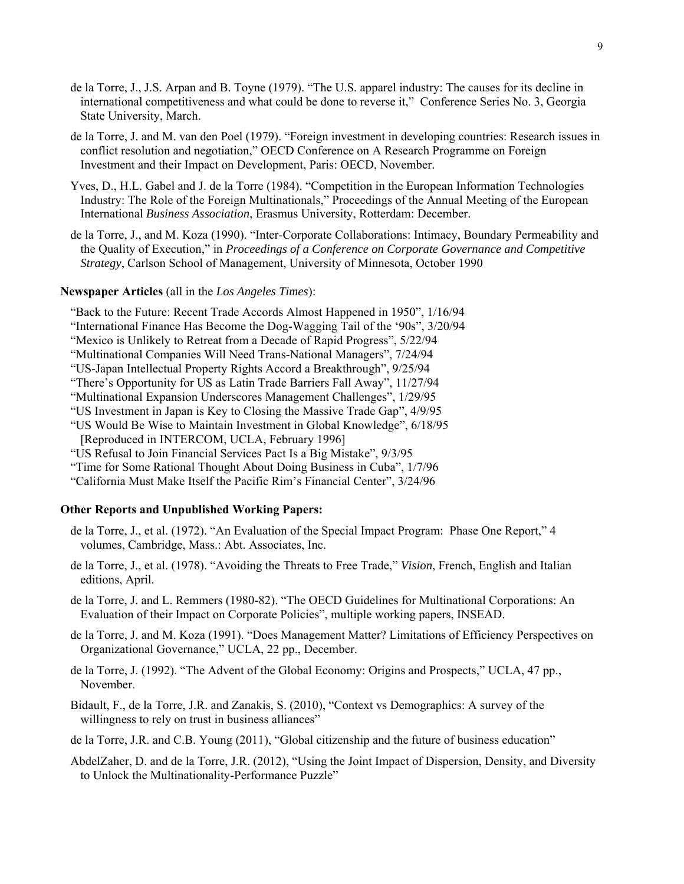de la Torre, J., J.S. Arpan and B. Toyne (1979). "The U.S. apparel industry: The causes for its decline in international competitiveness and what could be done to reverse it," Conference Series No. 3, Georgia State University, March.

de la Torre, J. and M. van den Poel (1979). "Foreign investment in developing countries: Research issues in conflict resolution and negotiation," OECD Conference on A Research Programme on Foreign Investment and their Impact on Development, Paris: OECD, November.

Yves, D., H.L. Gabel and J. de la Torre (1984). "Competition in the European Information Technologies Industry: The Role of the Foreign Multinationals," Proceedings of the Annual Meeting of the European International *Business Association*, Erasmus University, Rotterdam: December.

de la Torre, J., and M. Koza (1990). "Inter-Corporate Collaborations: Intimacy, Boundary Permeability and the Quality of Execution," in *Proceedings of a Conference on Corporate Governance and Competitive Strategy*, Carlson School of Management, University of Minnesota, October 1990

**Newspaper Articles** (all in the *Los Angeles Times*):

"Back to the Future: Recent Trade Accords Almost Happened in 1950", 1/16/94
"International Finance Has Become the Dog-Wagging Tail of the '90s", 3/20/94
"Mexico is Unlikely to Retreat from a Decade of Rapid Progress", 5/22/94
"Multinational Companies Will Need Trans-National Managers", 7/24/94
"US-Japan Intellectual Property Rights Accord a Breakthrough", 9/25/94
"There's Opportunity for US as Latin Trade Barriers Fall Away", 11/27/94
"Multinational Expansion Underscores Management Challenges", 1/29/95
"US Investment in Japan is Key to Closing the Massive Trade Gap", 4/9/95
"US Would Be Wise to Maintain Investment in Global Knowledge", 6/18/95
[Reproduced in INTERCOM, UCLA, February 1996]
"US Refusal to Join Financial Services Pact Is a Big Mistake", 9/3/95
"Time for Some Rational Thought About Doing Business in Cuba", 1/7/96
"California Must Make Itself the Pacific Rim's Financial Center", 3/24/96

**Other Reports and Unpublished Working Papers:**

de la Torre, J., et al. (1972). "An Evaluation of the Special Impact Program: Phase One Report," 4 volumes, Cambridge, Mass.: Abt. Associates, Inc.

de la Torre, J., et al. (1978). "Avoiding the Threats to Free Trade," *Vision*, French, English and Italian editions, April.

de la Torre, J. and L. Remmers (1980-82). "The OECD Guidelines for Multinational Corporations: An Evaluation of their Impact on Corporate Policies", multiple working papers, INSEAD.

de la Torre, J. and M. Koza (1991). "Does Management Matter? Limitations of Efficiency Perspectives on Organizational Governance," UCLA, 22 pp., December.

de la Torre, J. (1992). "The Advent of the Global Economy: Origins and Prospects," UCLA, 47 pp., November.

Bidault, F., de la Torre, J.R. and Zanakis, S. (2010), "Context vs Demographics: A survey of the willingness to rely on trust in business alliances"

de la Torre, J.R. and C.B. Young (2011), "Global citizenship and the future of business education"

AbdelZaher, D. and de la Torre, J.R. (2012), "Using the Joint Impact of Dispersion, Density, and Diversity to Unlock the Multinationality-Performance Puzzle"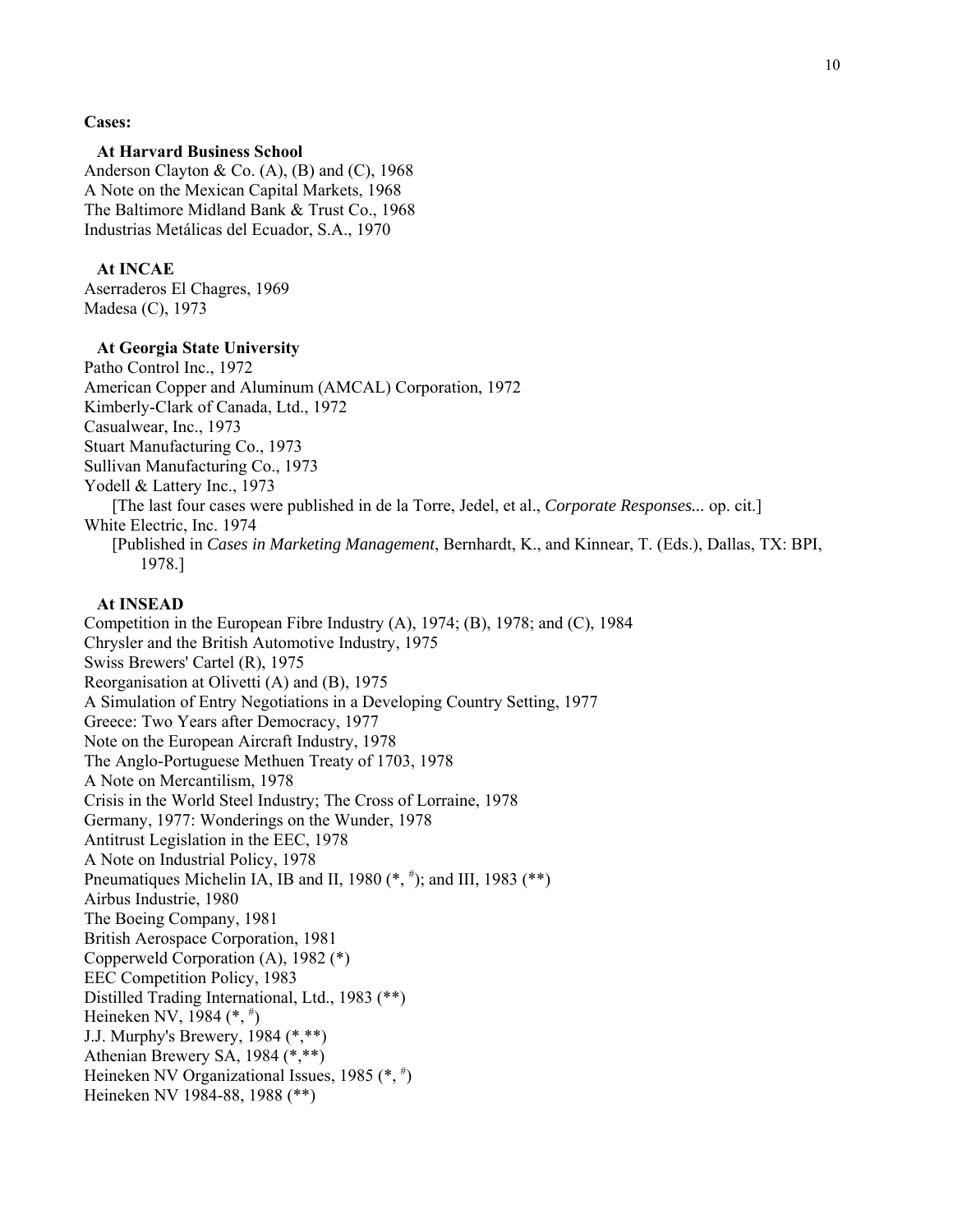**Cases:**

**At Harvard Business School**

Anderson Clayton & Co. (A), (B) and (C), 1968
A Note on the Mexican Capital Markets, 1968
The Baltimore Midland Bank & Trust Co., 1968
Industrias Metálicas del Ecuador, S.A., 1970

**At INCAE**

Aserraderos El Chagres, 1969
Madesa (C), 1973

**At Georgia State University**

Patho Control Inc., 1972
American Copper and Aluminum (AMCAL) Corporation, 1972
Kimberly-Clark of Canada, Ltd., 1972
Casualwear, Inc., 1973
Stuart Manufacturing Co., 1973
Sullivan Manufacturing Co., 1973
Yodell & Lattery Inc., 1973
[The last four cases were published in de la Torre, Jedel, et al., *Corporate Responses...* op. cit.]
White Electric, Inc. 1974
[Published in *Cases in Marketing Management*, Bernhardt, K., and Kinnear, T. (Eds.), Dallas, TX: BPI, 1978.]

**At INSEAD**

Competition in the European Fibre Industry (A), 1974; (B), 1978; and (C), 1984
Chrysler and the British Automotive Industry, 1975
Swiss Brewers' Cartel (R), 1975
Reorganisation at Olivetti (A) and (B), 1975
A Simulation of Entry Negotiations in a Developing Country Setting, 1977
Greece: Two Years after Democracy, 1977
Note on the European Aircraft Industry, 1978
The Anglo-Portuguese Methuen Treaty of 1703, 1978
A Note on Mercantilism, 1978
Crisis in the World Steel Industry; The Cross of Lorraine, 1978
Germany, 1977: Wonderings on the Wunder, 1978
Antitrust Legislation in the EEC, 1978
A Note on Industrial Policy, 1978
Pneumatiques Michelin IA, IB and II, 1980 (*, #); and III, 1983 (**)
Airbus Industrie, 1980
The Boeing Company, 1981
British Aerospace Corporation, 1981
Copperweld Corporation (A), 1982 (*)
EEC Competition Policy, 1983
Distilled Trading International, Ltd., 1983 (**)
Heineken NV, 1984 (*, #)
J.J. Murphy's Brewery, 1984 (*,**)
Athenian Brewery SA, 1984 (*,**)
Heineken NV Organizational Issues, 1985 (*, #)
Heineken NV 1984-88, 1988 (**)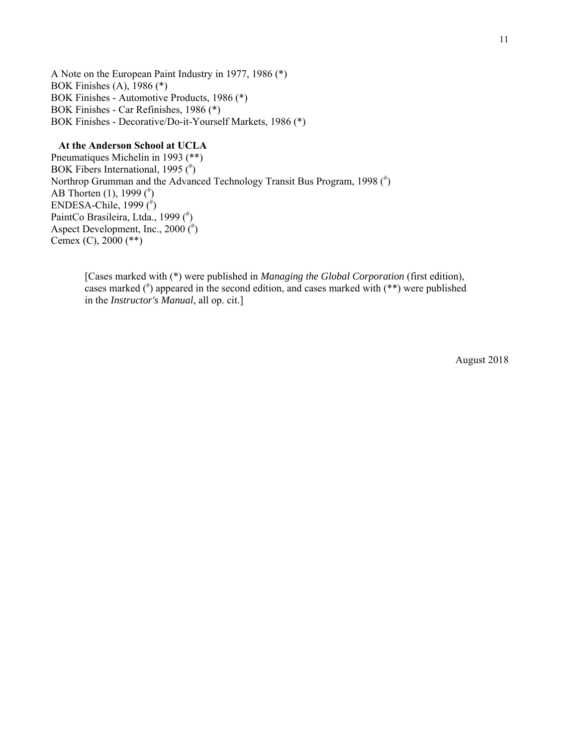A Note on the European Paint Industry in 1977, 1986 (*)
BOK Finishes (A), 1986 (*)
BOK Finishes - Automotive Products, 1986 (*)
BOK Finishes - Car Refinishes, 1986 (*)
BOK Finishes - Decorative/Do-it-Yourself Markets, 1986 (*)

**At the Anderson School at UCLA**

Pneumatiques Michelin in 1993 (**)
BOK Fibers International, 1995 (#)
Northrop Grumman and the Advanced Technology Transit Bus Program, 1998 (#)
AB Thorten (1), 1999 (#)
ENDESA-Chile, 1999 (#)
PaintCo Brasileira, Ltda., 1999 (#)
Aspect Development, Inc., 2000 (#)
Cemex (C), 2000 (**)

[Cases marked with (*) were published in *Managing the Global Corporation* (first edition), cases marked (#) appeared in the second edition, and cases marked with (**) were published in the *Instructor's Manual*, all op. cit.]

August 2018